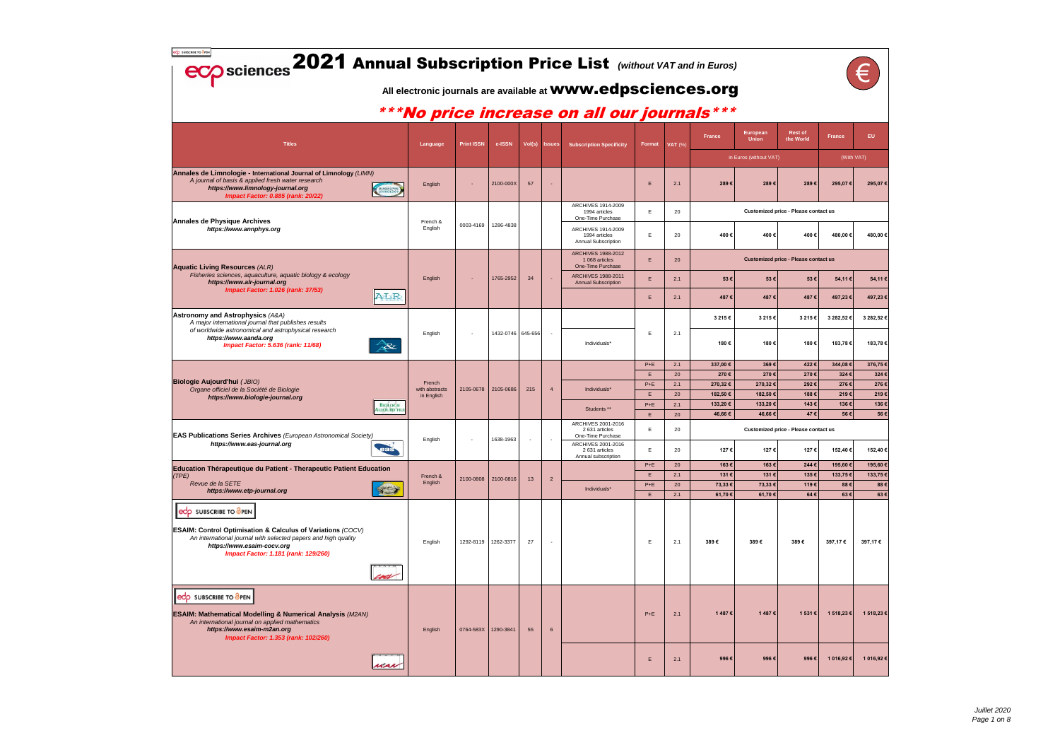# 2021 Annual Subscription Price List *(without VAT and in Euros)*

**All electronic journals are available at www.edpsciences.org**

***\*\*\*No price increase on all our journals\*\*\****

| Titles | Language | Print ISSN | e-ISSN | Vol(s) | Issues | Subscription Specificity | Format | VAT (%) | France | European Union | Rest of the World | France | EU |
|---|---|---|---|---|---|---|---|---|---|---|---|---|---|
| | | | | | | | | | in Euros (without VAT) | | | (With VAT) | |
| **Annales de Limnologie - International Journal of Limnology** *(LIMN)* *A journal of basis & applied fresh water research* ***https://www.limnology-journal.org*** ***Impact Factor: 0.885 (rank: 20/22)*** | English | - | 2100-000X | 57 | - | | E | 2.1 | 289 € | 289 € | 289 € | 295,07 € | 295,07 € |
| **Annales de Physique Archives** ***https://www.annphys.org*** | French & English | 0003-4169 | 1286-4838 | | | ARCHIVES 1914-2009 1994 articles One-Time Purchase | E | 20 | Customized price - Please contact us | | | | |
| | | | | | | ARCHIVES 1914-2009 1994 articles Annual Subscription | E | 20 | 400 € | 400 € | 400 € | 480,00 € | 480,00 € |
| **Aquatic Living Resources** *(ALR)* *Fisheries sciences, aquaculture, aquatic biology & ecology* ***https://www.alr-journal.org*** ***Impact Factor: 1.026 (rank: 37/53)*** | English | - | 1765-2952 | 34 | - | ARCHIVES 1988-2012 1 068 articles One-Time Purchase | E | 20 | Customized price - Please contact us | | | | |
| | | | | | | ARCHIVES 1988-2011 Annual Subscription | E | 2.1 | 53 € | 53 € | 53 € | 54,11 € | 54,11 € |
| | | | | | | | E | 2.1 | 487 € | 487 € | 487 € | 497,23 € | 497,23 € |
| **Astronomy and Astrophysics** *(A&A)* *A major international journal that publishes results of worldwide astronomical and astrophysical research* ***https://www.aanda.org*** ***Impact Factor: 5.636 (rank: 11/68)*** | English | - | 1432-0746 | 645-656 | - | | E | 2.1 | 3 215 € | 3 215 € | 3 215 € | 3 282,52 € | 3 282,52 € |
| | | | | | | Individuals* | E | 2.1 | 180 € | 180 € | 180 € | 183,78 € | 183,78 € |
| **Biologie Aujourd'hui** *(JBIO)* *Organe officiel de la Société de Biologie* ***https://www.biologie-journal.org*** | French with abstracts in English | 2105-0678 | 2105-0686 | 215 | 4 | | P+E | 2.1 | 337,00 € | 369 € | 422 € | 344,08 € | 376,75 € |
| | | | | | | | E | 20 | 270 € | 270 € | 270 € | 324 € | 324 € |
| | | | | | | Individuals* | P+E | 2.1 | 270,32 € | 270,32 € | 292 € | 276 € | 276 € |
| | | | | | | | E | 20 | 182,50 € | 182,50 € | 188 € | 219 € | 219 € |
| | | | | | | Students ** | P+E | 2.1 | 133,20 € | 133,20 € | 143 € | 136 € | 136 € |
| | | | | | | | E | 20 | 46,66 € | 46,66 € | 47 € | 56 € | 56 € |
| **EAS Publications Series Archives** *(European Astronomical Society)* ***https://www.eas-journal.org*** | English | - | 1638-1963 | - | - | ARCHIVES 2001-2016 2 631 articles One-Time Purchase | E | 20 | Customized price - Please contact us | | | | |
| | | | | | | ARCHIVES 2001-2016 2 631 articles Annual subscription | E | 20 | 127 € | 127 € | 127 € | 152,40 € | 152,40 € |
| **Education Thérapeutique du Patient - Therapeutic Patient Education** *(TPE)* *Revue de la SETE* ***https://www.etp-journal.org*** | French & English | 2100-0808 | 2100-0816 | 13 | 2 | | P+E | 20 | 163 € | 163 € | 244 € | 195,60 € | 195,60 € |
| | | | | | | | E | 2.1 | 131 € | 131 € | 135 € | 133,75 € | 133,75 € |
| | | | | | | Individuals* | P+E | 20 | 73,33 € | 73,33 € | 119 € | 88 € | 88 € |
| | | | | | | | E | 2.1 | 61,70 € | 61,70 € | 64 € | 63 € | 63 € |
| SUBSCRIBE TO OPEN **ESAIM: Control Optimisation & Calculus of Variations** *(COCV)* *An international journal with selected papers and high quality* ***https://www.esaim-cocv.org*** ***Impact Factor: 1.181 (rank: 129/260)*** | English | 1292-8119 | 1262-3377 | 27 | - | | E | 2.1 | 389 € | 389 € | 389 € | 397,17 € | 397,17 € |
| SUBSCRIBE TO OPEN **ESAIM: Mathematical Modelling & Numerical Analysis** *(M2AN)* *An international journal on applied mathematics* ***https://www.esaim-m2an.org*** ***Impact Factor: 1.353 (rank: 102/260)*** | English | 0764-583X | 1290-3841 | 55 | 6 | | P+E | 2.1 | 1 487 € | 1 487 € | 1 531 € | 1 518,23 € | 1 518,23 € |
| | | | | | | | E | 2.1 | 996 € | 996 € | 996 € | 1 016,92 € | 1 016,92 € |

*Juillet 2020*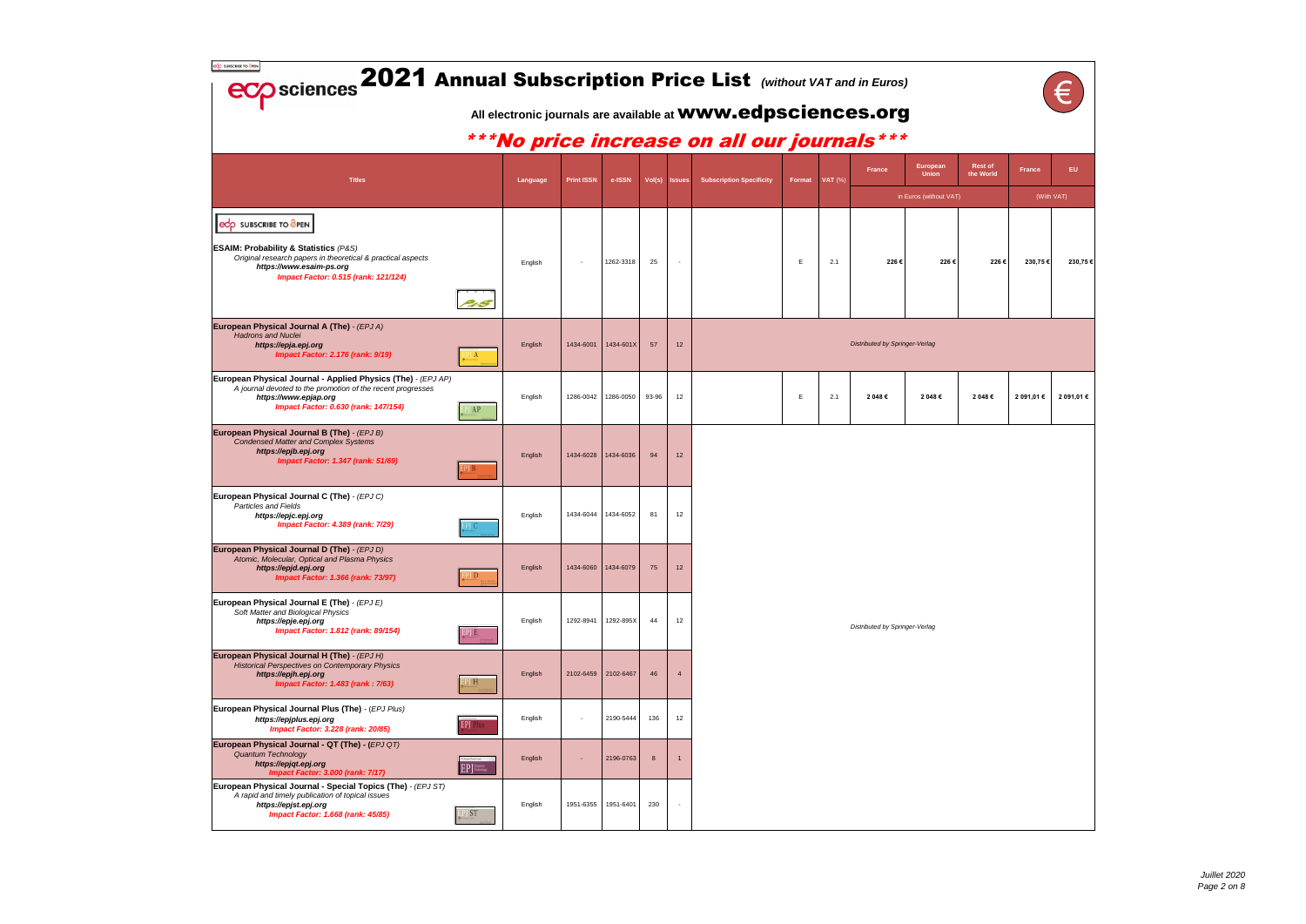# 2021 Annual Subscription Price List *(without VAT and in Euros)*

**All electronic journals are available at www.edpsciences.org**

## ***No price increase on all our journals***

| Titles | Language | Print ISSN | e-ISSN | Vol(s) | Issues | Subscription Specificity | Format | VAT (%) | France | European Union | Rest of the World | France | EU |
|---|---|---|---|---|---|---|---|---|---|---|---|---|---|
| | | | | | | | | | in Euros (without VAT) | | | (With VAT) | |
| SUBSCRIBE TO OPEN<br>**ESAIM: Probability & Statistics** *(P&S)*<br>*Original research papers in theoretical & practical aspects*<br>***https://www.esaim-ps.org***<br>***Impact Factor: 0.515 (rank: 121/124)*** | English | - | 1262-3318 | 25 | - | | E | 2.1 | 226 € | 226 € | 226 € | 230,75 € | 230,75 € |
| **European Physical Journal A (The)** - *(EPJ A)*<br>*Hadrons and Nuclei*<br>***https://epja.epj.org***<br>***Impact Factor: 2.176 (rank: 9/19)*** | English | 1434-6001 | 1434-601X | 57 | 12 | *Distributed by Springer-Verlag* | | | | | | | |
| **European Physical Journal - Applied Physics (The)** - *(EPJ AP)*<br>*A journal devoted to the promotion of the recent progresses*<br>***https://www.epjap.org***<br>***Impact Factor: 0.630 (rank: 147/154)*** | English | 1286-0042 | 1286-0050 | 93-96 | 12 | | E | 2.1 | 2 048 € | 2 048 € | 2 048 € | 2 091,01 € | 2 091,01 € |
| **European Physical Journal B (The)** - *(EPJ B)*<br>*Condensed Matter and Complex Systems*<br>***https://epjb.epj.org***<br>***Impact Factor: 1.347 (rank: 51/69)*** | English | 1434-6028 | 1434-6036 | 94 | 12 | *Distributed by Springer-Verlag* | | | | | | | |
| **European Physical Journal C (The)** - *(EPJ C)*<br>*Particles and Fields*<br>***https://epjc.epj.org***<br>***Impact Factor: 4.389 (rank: 7/29)*** | English | 1434-6044 | 1434-6052 | 81 | 12 | *Distributed by Springer-Verlag* | | | | | | | |
| **European Physical Journal D (The)** - *(EPJ D)*<br>*Atomic, Molecular, Optical and Plasma Physics*<br>***https://epjd.epj.org***<br>***Impact Factor: 1.366 (rank: 73/97)*** | English | 1434-6060 | 1434-6079 | 75 | 12 | *Distributed by Springer-Verlag* | | | | | | | |
| **European Physical Journal E (The)** - *(EPJ E)*<br>*Soft Matter and Biological Physics*<br>***https://epje.epj.org***<br>***Impact Factor: 1.812 (rank: 89/154)*** | English | 1292-8941 | 1292-895X | 44 | 12 | *Distributed by Springer-Verlag* | | | | | | | |
| **European Physical Journal H (The)** - *(EPJ H)*<br>*Historical Perspectives on Contemporary Physics*<br>***https://epjh.epj.org***<br>***Impact Factor: 1.483 (rank : 7/63)*** | English | 2102-6459 | 2102-6467 | 46 | 4 | *Distributed by Springer-Verlag* | | | | | | | |
| **European Physical Journal Plus (The)** - *(EPJ Plus)*<br>***https://epjplus.epj.org***<br>***Impact Factor: 3.228 (rank: 20/85)*** | English | - | 2190-5444 | 136 | 12 | *Distributed by Springer-Verlag* | | | | | | | |
| **European Physical Journal - QT (The)** - *(EPJ QT)*<br>*Quantum Technology*<br>***https://epjqt.epj.org***<br>***Impact Factor: 3.000 (rank: 7/17)*** | English | - | 2196-0763 | 8 | 1 | *Distributed by Springer-Verlag* | | | | | | | |
| **European Physical Journal - Special Topics (The)** - *(EPJ ST)*<br>*A rapid and timely publication of topical issues*<br>***https://epjst.epj.org***<br>***Impact Factor: 1.668 (rank: 45/85)*** | English | 1951-6355 | 1951-6401 | 230 | - | *Distributed by Springer-Verlag* | | | | | | | |

*Juillet 2020*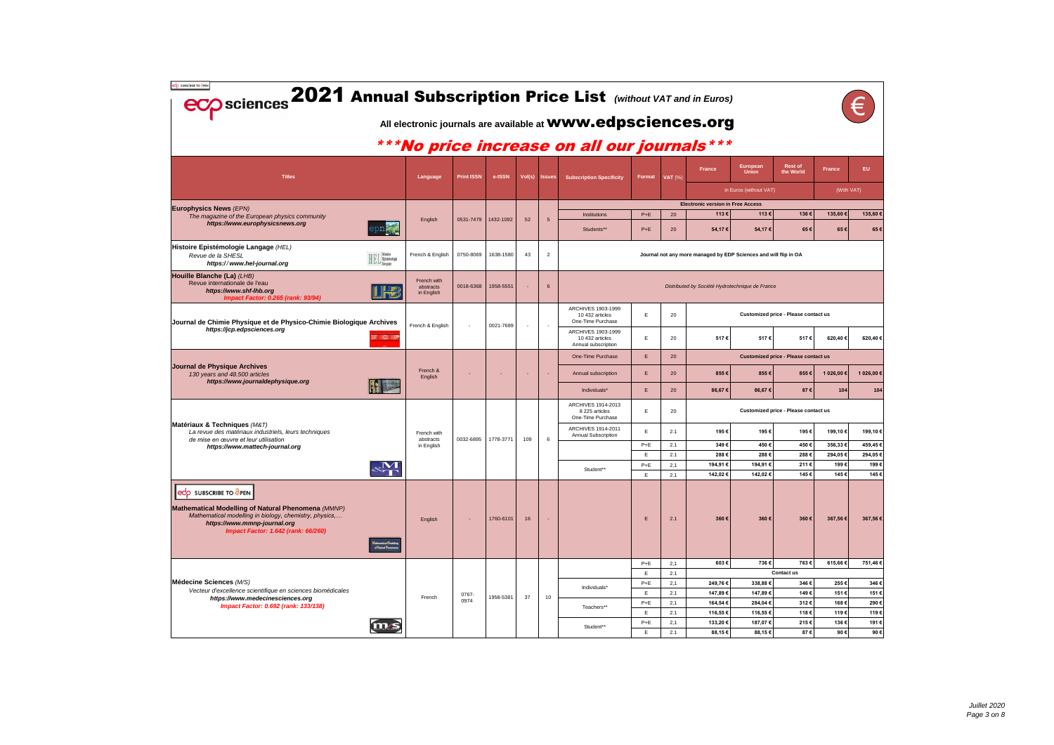# 2021 Annual Subscription Price List *(without VAT and in Euros)*

**All electronic journals are available at www.edpsciences.org**

## ***No price increase on all our journals***

| Titles | Language | Print ISSN | e-ISSN | Vol(s) | Issues | Subscription Specificity | Format | VAT (%) | France | European Union | Rest of the World | France | EU |
|---|---|---|---|---|---|---|---|---|---|---|---|---|---|
| | | | | | | | | | in Euros (without VAT) | | | (With VAT) | |
| **Europhysics News** *(EPN)* *The magazine of the European physics community* ***https://www.europhysicsnews.org*** | English | 0531-7479 | 1432-1092 | 52 | 5 | Electronic version in Free Access | | | | | | | |
| | | | | | | Institutions | P+E | 20 | 113 € | 113 € | 136 € | 135,60 € | 135,60 € |
| | | | | | | Students** | P+E | 20 | 54,17 € | 54,17 € | 65 € | 65 € | 65 € |
| **Histoire Epistémologie Langage** *(HEL)* *Revue de la SHESL* ***https://www.hel-journal.org*** | French & English | 0750-8069 | 1638-1580 | 43 | 2 | Journal not any more managed by EDP Sciences and will flip in OA | | | | | | | |
| **Houille Blanche (La)** *(LHB)* *Revue internationale de l'eau* ***https://www.shf-lhb.org*** ***Impact Factor: 0.265 (rank: 93/94)*** | French with abstracts in English | 0018-6368 | 1958-5551 | - | 6 | *Distributed by Société Hydrotechnique de France* | | | | | | | |
| **Journal de Chimie Physique et de Physico-Chimie Biologique Archives** ***https://jcp.edpsciences.org*** | French & English | - | 0021-7689 | - | - | ARCHIVES 1903-1999 10 432 articles One-Time Purchase | E | 20 | Customized price - Please contact us | | | | |
| | | | | | | ARCHIVES 1903-1999 10 432 articles Annual subscription | E | 20 | 517 € | 517 € | 517 € | 620,40 € | 620,40 € |
| **Journal de Physique Archives** *130 years and 48.500 articles* ***https://www.journaldephysique.org*** | French & English | - | - | - | - | One-Time Purchase | E | 20 | Customized price - Please contact us | | | | |
| | | | | | | Annual subscription | E | 20 | 855 € | 855 € | 855 € | 1 026,00 € | 1 026,00 € |
| | | | | | | Individuals* | E | 20 | 86,67 € | 86,67 € | 87 € | 104 | 104 |
| **Matériaux & Techniques** *(M&T)* *La revue des matériaux industriels, leurs techniques de mise en œuvre et leur utilisation* ***https://www.mattech-journal.org*** | French with abstracts in English | 0032-6895 | 1778-3771 | 109 | 6 | ARCHIVES 1914-2013 8 225 articles One-Time Purchase | E | 20 | Customized price - Please contact us | | | | |
| | | | | | | ARCHIVES 1914-2011 Annual Subscription | E | 2.1 | 195 € | 195 € | 195 € | 199,10 € | 199,10 € |
| | | | | | | | P+E | 2.1 | 349 € | 450 € | 450 € | 356,33 € | 459,45 € |
| | | | | | | | E | 2.1 | 288 € | 288 € | 288 € | 294,05 € | 294,05 € |
| | | | | | | Student** | P+E | 2,1 | 194,91 € | 194,91 € | 211 € | 199 € | 199 € |
| | | | | | | | E | 2.1 | 142,02 € | 142,02 € | 145 € | 145 € | 145 € |
| SUBSCRIBE TO OPEN **Mathematical Modelling of Natural Phenomena** *(MMNP)* *Mathematical modelling in biology, chemistry, physics,…* ***https://www.mmnp-journal.org*** ***Impact Factor: 1.642 (rank: 66/260)*** | English | - | 1760-6101 | 16 | - | | E | 2.1 | 360 € | 360 € | 360 € | 367,56 € | 367,56 € |
| **Médecine Sciences** *(M/S)* *Vecteur d'excellence scientifique en sciences biomédicales* ***https://www.medecinesciences.org*** ***Impact Factor: 0.692 (rank: 133/138)*** | French | 0767-0974 | 1958-5381 | 37 | 10 | | P+E | 2,1 | 603 € | 736 € | 763 € | 615,66 € | 751,46 € |
| | | | | | | | E | 2.1 | Contact us | | | | |
| | | | | | | Individuals* | P+E | 2,1 | 249,76 € | 338,88 € | 346 € | 255 € | 346 € |
| | | | | | | | E | 2.1 | 147,89 € | 147,89 € | 149 € | 151 € | 151 € |
| | | | | | | Teachers** | P+E | 2,1 | 164,54 € | 284,04 € | 312 € | 168 € | 290 € |
| | | | | | | | E | 2.1 | 116,55 € | 116,55 € | 118 € | 119 € | 119 € |
| | | | | | | Student** | P+E | 2,1 | 133,20 € | 187,07 € | 215 € | 136 € | 191 € |
| | | | | | | | E | 2.1 | 88,15 € | 88,15 € | 87 € | 90 € | 90 € |

*Juillet 2020*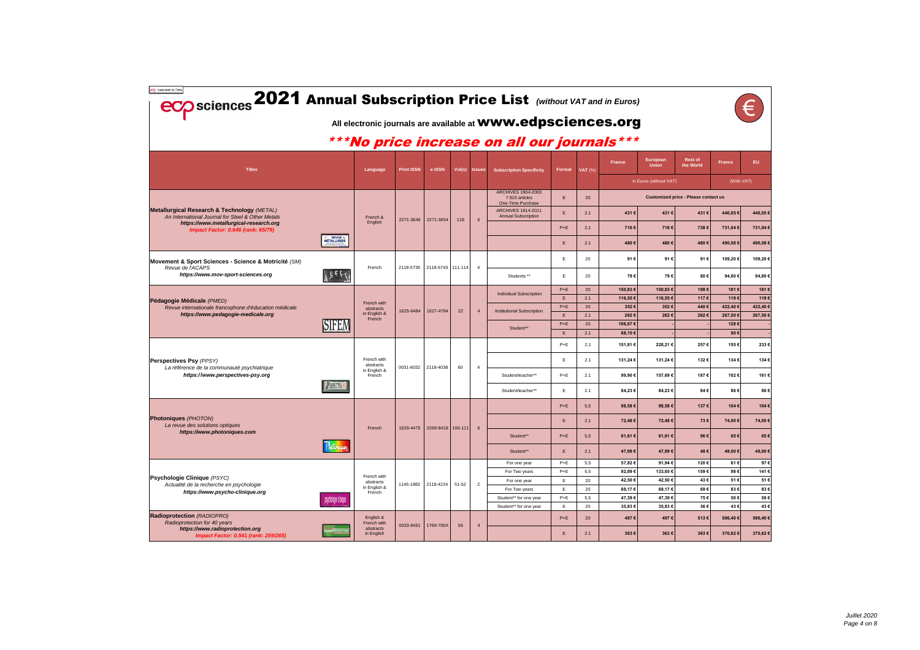# 2021 Annual Subscription Price List *(without VAT and in Euros)*

**All electronic journals are available at www.edpsciences.org**

## ***No price increase on all our journals***

| Titles | Language | Print ISSN | e-ISSN | Vol(s) | Issues | Subscription Specificity | Format | VAT (%) | France | European Union | Rest of the World | France | EU |
|---|---|---|---|---|---|---|---|---|---|---|---|---|---|
| | | | | | | | | | in Euros (without VAT) | | | (With VAT) | |
| **Metallurgical Research & Technology** *(METAL)* *An International Journal for Steel & Other Metals* https://www.metallurgical-research.org *Impact Factor: 0.646 (rank: 65/79)* | French & English | 2271-3646 | 2271-3654 | 118 | 6 | ARCHIVES 1904-2003 7 815 articles One-Time Purchase | E | 20 | Customized price - Please contact us | | | | |
| | | | | | | ARCHIVES 1914-2011 Annual Subscription | E | 2.1 | 431 € | 431 € | 431 € | 440,05 € | 440,05 € |
| | | | | | | | P+E | 2.1 | 716 € | 716 € | 738 € | 731,04 € | 731,04 € |
| | | | | | | | E | 2.1 | 480 € | 480 € | 480 € | 490,08 € | 490,08 € |
| **Movement & Sport Sciences - Science & Motricité** *(SM)* *Revue de l'ACAPS* https://www.mov-sport-sciences.org | French | 2118-5735 | 2118-5743 | 111-114 | 4 | | E | 20 | 91 € | 91 € | 91 € | 109,20 € | 109,20 € |
| | | | | | | Students ** | E | 20 | 79 € | 79 € | 80 € | 94,80 € | 94,80 € |
| **Pédagogie Médicale** *(PMED)* *Revue internationale francophone d'éducation médicale* https://www.pedagogie-medicale.org | French with abstracts in English & French | 1625-6484 | 1627-4784 | 22 | 4 | Individual Subscription | P+E | 20 | 150,83 € | 150,83 € | 198 € | 181 € | 181 € |
| | | | | | | | E | 2.1 | 116,55 € | 116,55 € | 117 € | 119 € | 119 € |
| | | | | | | Institutional Subscription | P+E | 20 | 352 € | 352 € | 440 € | 422,40 € | 422,40 € |
| | | | | | | | E | 2.1 | 262 € | 262 € | 262 € | 267,50 € | 267,50 € |
| | | | | | | Student** | P+E | 20 | 106,67 € | - | - | 128 € | - |
| | | | | | | | E | 2.1 | 88,15 € | - | - | 90 € | - |
| **Perspectives Psy** *(PPSY)* *La référence de la communauté psychiatrique* https://www.perspectives-psy.org | French with abstracts in English & French | 0031-6032 | 2118-4038 | 60 | 4 | | P+E | 2.1 | 151,81 € | 228,21 € | 257 € | 155 € | 233 € |
| | | | | | | | E | 2.1 | 131,24 € | 131,24 € | 132 € | 134 € | 134 € |
| | | | | | | Student/teacher** | P+E | 2.1 | 99,90 € | 157,69 € | 187 € | 102 € | 161 € |
| | | | | | | Student/teacher** | E | 2.1 | 84,23 € | 84,23 € | 84 € | 86 € | 86 € |
| **Photoniques** *(PHOTON)* *La revue des solutions optiques* https://www.photoniques.com | French | 1629-4475 | 2269-8418 | 106-111 | 6 | | P+E | 5,5 | 98,58 € | 98,58 € | 137 € | 104 € | 104 € |
| | | | | | | | E | 2.1 | 72,48 € | 72,48 € | 73 € | 74,00 € | 74,00 € |
| | | | | | | Student** | P+E | 5,5 | 61,61 € | 61,61 € | 96 € | 65 € | 65 € |
| | | | | | | Student** | E | 2.1 | 47,99 € | 47,99 € | 48 € | 49,00 € | 49,00 € |
| **Psychologie Clinique** *(PSYC)* *Actualité de la recherche en psychologie* https://www.psycho-clinique.org | French with abstracts in English & French | 1145-1882 | 2118-4224 | 51-52 | 2 | For one year | P+E | 5,5 | 57,82 € | 91,94 € | 120 € | 61 € | 97 € |
| | | | | | | For Two years | P+E | 5,5 | 92,89 € | 133,65 € | 159 € | 98 € | 141 € |
| | | | | | | For one year | E | 20 | 42,50 € | 42,50 € | 43 € | 51 € | 51 € |
| | | | | | | For Two years | E | 20 | 69,17 € | 69,17 € | 69 € | 83 € | 83 € |
| | | | | | | Student** for one year | P+E | 5,5 | 47,39 € | 47,39 € | 75 € | 50 € | 50 € |
| | | | | | | Student** for one year | E | 20 | 35,83 € | 35,83 € | 36 € | 43 € | 43 € |
| **Radioprotection** *(RADIOPRO)* *Radioprotection for 40 years* https://www.radioprotection.org *Impact Factor: 0.541 (rank: 259/265)* | English & French with abstracts in English | 0033-8451 | 1769-700X | 56 | 4 | | P+E | 20 | 497 € | 497 € | 513 € | 596,40 € | 596,40 € |
| | | | | | | | E | 2.1 | 363 € | 363 € | 363 € | 370,62 € | 370,62 € |

*Juillet 2020*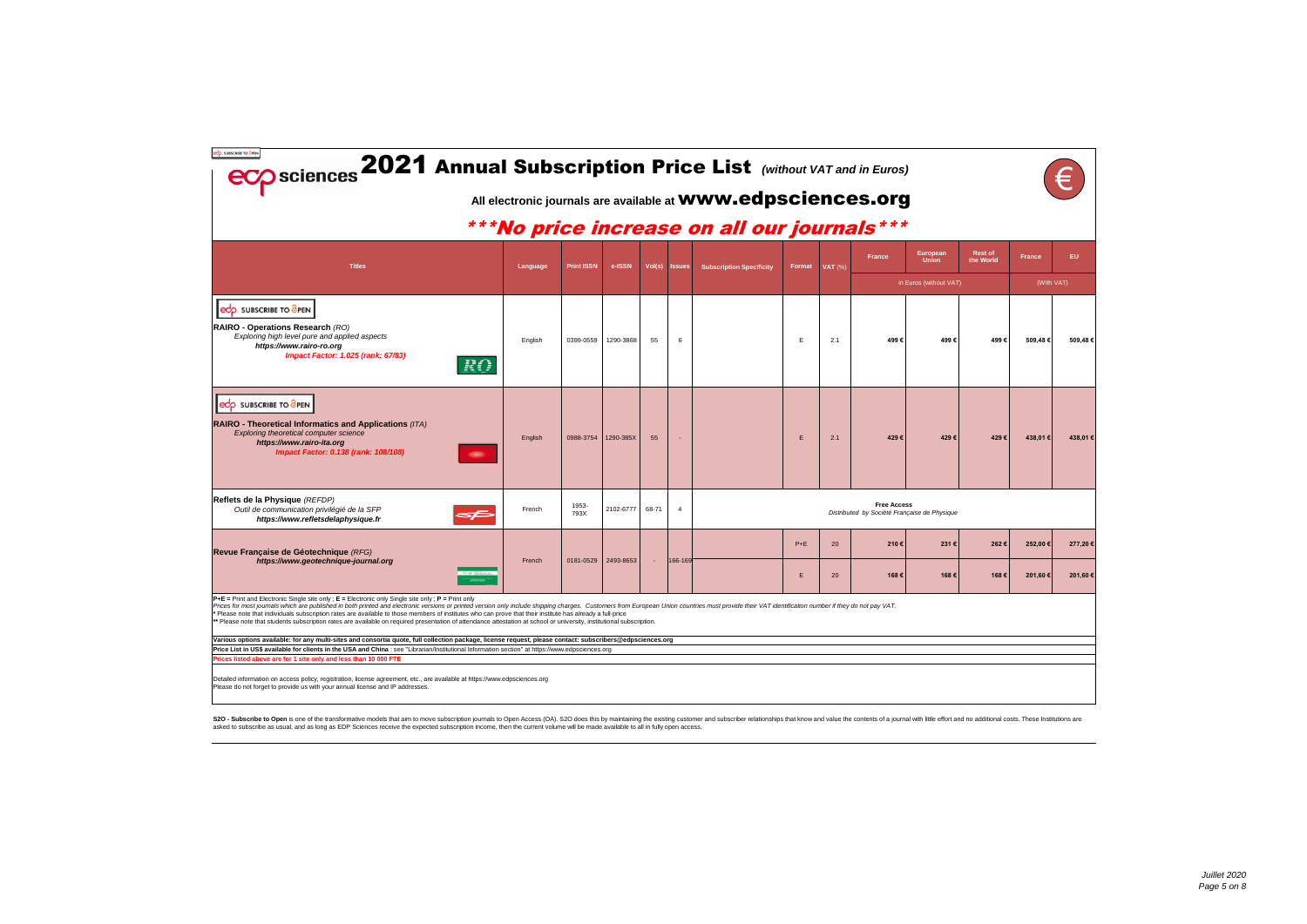# 2021 Annual Subscription Price List *(without VAT and in Euros)*

**All electronic journals are available at www.edpsciences.org**

***\*\*\*No price increase on all our journals\*\*\****

| Titles | Language | Print ISSN | e-ISSN | Vol(s) | Issues | Subscription Specificity | Format | VAT (%) | France | European Union | Rest of the World | France | EU |
|---|---|---|---|---|---|---|---|---|---|---|---|---|---|
| | | | | | | | | | in Euros (without VAT) | | | (With VAT) | |
| SUBSCRIBE TO OPEN **RAIRO - Operations Research** *(RO)* *Exploring high level pure and applied aspects* ***https://www.rairo-ro.org*** ***Impact Factor: 1.025 (rank: 67/83)*** | English | 0399-0559 | 1290-3868 | 55 | 6 | | E | 2.1 | 499 € | 499 € | 499 € | 509,48 € | 509,48 € |
| SUBSCRIBE TO OPEN **RAIRO - Theoretical Informatics and Applications** *(ITA)* *Exploring theoretical computer science* ***https://www.rairo-ita.org*** ***Impact Factor: 0.138 (rank: 108/108)*** | English | 0988-3754 | 1290-385X | 55 | - | | E | 2.1 | 429 € | 429 € | 429 € | 438,01 € | 438,01 € |
| **Reflets de la Physique** *(REFDP)* *Outil de communication privilégié de la SFP* ***https://www.refletsdelaphysique.fr*** | French | 1953-793X | 2102-6777 | 68-71 | 4 | **Free Access** *Distributed by Société Française de Physique* | | | | | | | |
| **Revue Française de Géotechnique** *(RFG)* ***https://www.geotechnique-journal.org*** | French | 0181-0529 | 2493-8653 | - | 166-169 | | P+E | 20 | 210 € | 231 € | 262 € | 252,00 € | 277,20 € |
| | | | | | | | E | 20 | 168 € | 168 € | 168 € | 201,60 € | 201,60 € |

**P+E** = Print and Electronic Single site only ; **E** = Electronic only Single site only ; **P** = Print only
*Prices for most journals which are published in both printed and electronic versions or printed version only include shipping charges. Customers from European Union countries must provide their VAT identification number if they do not pay VAT.*
\* Please note that individuals subscription rates are available to those members of institutes who can prove that their institute has already a full-price
\*\* Please note that students subscription rates are available on required presentation of attendance attestation at school or university, institutional subscription.

**Various options available: for any multi-sites and consortia quote, full collection package, license request, please contact: subscribers@edpsciences.org**

**Price List in US$ available for clients in the USA and China** : see "Librarian/Institutional Information section" at https://www.edpsciences.org

**Prices listed above are for 1 site only and less than 10 000 FTE**

Detailed information on access policy, registration, license agreement, etc., are available at https://www.edpsciences.org
Please do not forget to provide us with your annual license and IP addresses.

**S2O - Subscribe to Open** is one of the transformative models that aim to move subscription journals to Open Access (OA). S2O does this by maintaining the existing customer and subscriber relationships that know and value the contents of a journal with little effort and no additional costs. These institutions are asked to subscribe as usual, and as long as EDP Sciences receive the expected subscription income, then the current volume will be made available to all in fully open access.

*Juillet 2020*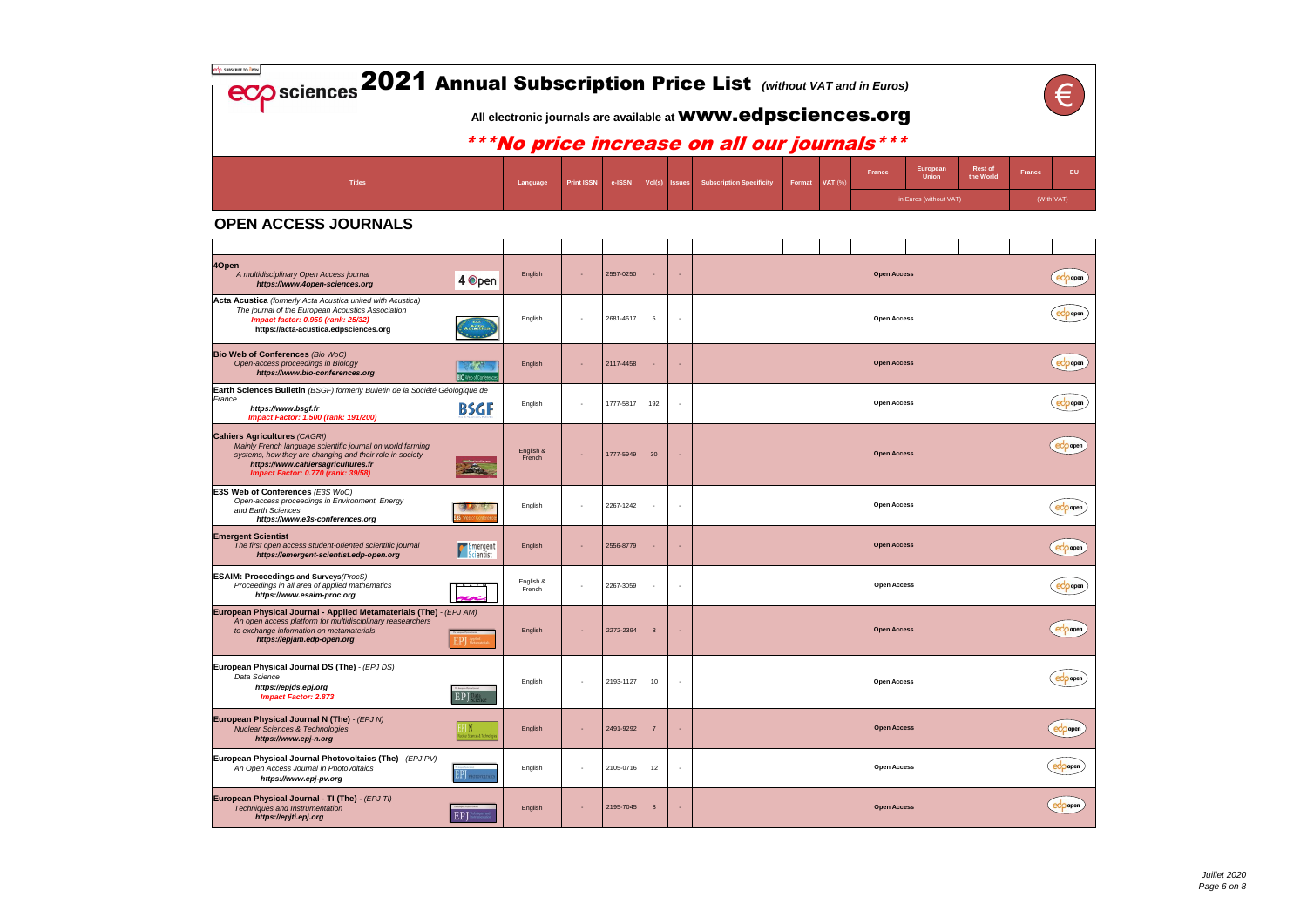# 2021 Annual Subscription Price List *(without VAT and in Euros)*

All electronic journals are available at **www.edpsciences.org**

***\*\*\*No price increase on all our journals\*\*\****

## OPEN ACCESS JOURNALS

| Titles | Language | Print ISSN | e-ISSN | Vol(s) | Issues | Subscription Specificity | Format | VAT (%) | France (in Euros without VAT) | European Union (in Euros without VAT) | Rest of the World (in Euros without VAT) | France (With VAT) | EU (With VAT) |
|---|---|---|---|---|---|---|---|---|---|---|---|---|---|
| **4Open**<br>*A multidisciplinary Open Access journal*<br>***https://www.4open-sciences.org*** | English | - | 2557-0250 | - | - | | | | Open Access | | | | edp open |
| **Acta Acustica** *(formerly Acta Acustica united with Acustica)*<br>*The journal of the European Acoustics Association*<br>***Impact factor: 0.959 (rank: 25/32)***<br>**https://acta-acustica.edpsciences.org** | English | - | 2681-4617 | 5 | - | | | | Open Access | | | | edp open |
| **Bio Web of Conferences** *(Bio WoC)*<br>*Open-access proceedings in Biology*<br>***https://www.bio-conferences.org*** | English | - | 2117-4458 | - | - | | | | Open Access | | | | edp open |
| **Earth Sciences Bulletin** *(BSGF) formerly Bulletin de la Société Géologique de France*<br>***https://www.bsgf.fr***<br>***Impact Factor: 1.500 (rank: 191/200)*** | English | - | 1777-5817 | 192 | - | | | | Open Access | | | | edp open |
| **Cahiers Agricultures** *(CAGRI)*<br>*Mainly French language scientific journal on world farming systems, how they are changing and their role in society*<br>***https://www.cahiersagricultures.fr***<br>***Impact Factor: 0.770 (rank: 39/58)*** | English & French | - | 1777-5949 | 30 | - | | | | Open Access | | | | edp open |
| **E3S Web of Conferences** *(E3S WoC)*<br>*Open-access proceedings in Environment, Energy and Earth Sciences*<br>***https://www.e3s-conferences.org*** | English | - | 2267-1242 | - | - | | | | Open Access | | | | edp open |
| **Emergent Scientist**<br>*The first open access student-oriented scientific journal*<br>***https://emergent-scientist.edp-open.org*** | English | - | 2556-8779 | - | - | | | | Open Access | | | | edp open |
| **ESAIM: Proceedings and Surveys***(ProcS)*<br>*Proceedings in all area of applied mathematics*<br>***https://www.esaim-proc.org*** | English & French | - | 2267-3059 | - | - | | | | Open Access | | | | edp open |
| **European Physical Journal - Applied Metamaterials (The)** - *(EPJ AM)*<br>*An open access platform for multidisciplinary reasearchers to exchange information on metamaterials*<br>***https://epjam.edp-open.org*** | English | - | 2272-2394 | 8 | - | | | | Open Access | | | | edp open |
| **European Physical Journal DS (The)** - *(EPJ DS)*<br>*Data Science*<br>***https://epjds.epj.org***<br>***Impact Factor: 2.873*** | English | - | 2193-1127 | 10 | - | | | | Open Access | | | | edp open |
| **European Physical Journal N (The)** - *(EPJ N)*<br>*Nuclear Sciences & Technologies*<br>***https://www.epj-n.org*** | English | - | 2491-9292 | 7 | - | | | | Open Access | | | | edp open |
| **European Physical Journal Photovoltaics (The)** - *(EPJ PV)*<br>*An Open Access Journal in Photovoltaics*<br>***https://www.epj-pv.org*** | English | - | 2105-0716 | 12 | - | | | | Open Access | | | | edp open |
| **European Physical Journal - TI (The)** - *(EPJ TI)*<br>*Techniques and Instrumentation*<br>***https://epjti.epj.org*** | English | - | 2195-7045 | 8 | - | | | | Open Access | | | | edp open |

*Juillet 2020*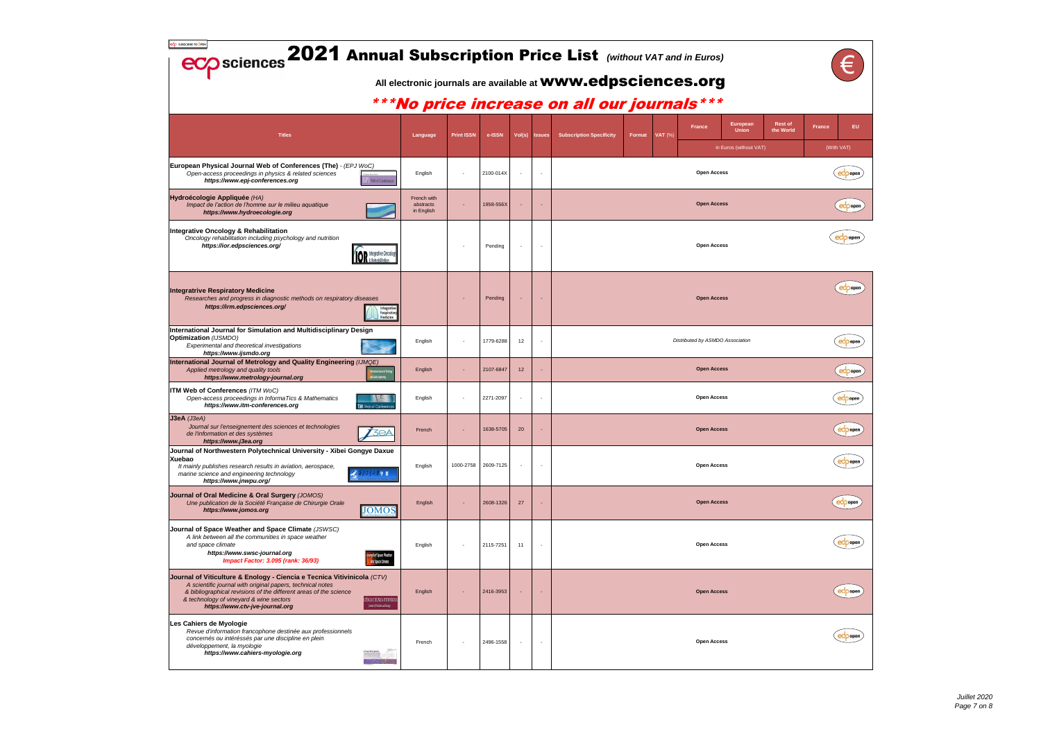# 2021 Annual Subscription Price List *(without VAT and in Euros)*

All electronic journals are available at **www.edpsciences.org**

***\*\*\*No price increase on all our journals\*\*\****

| Titles | Language | Print ISSN | e-ISSN | Vol(s) | Issues | Subscription Specificity | Format | VAT (%) | France | European Union | Rest of the World | France | EU |
|---|---|---|---|---|---|---|---|---|---|---|---|---|---|
| | | | | | | | | | in Euros (without VAT) | | | (With VAT) | |
| **European Physical Journal Web of Conferences (The)** - *(EPJ WoC)*<br>*Open-access proceedings in physics & related sciences*<br>***https://www.epj-conferences.org*** | English | - | 2100-014X | - | - | | | | **Open Access** | | | edp open | |
| **Hydroécologie Appliquée** *(HA)*<br>*Impact de l'action de l'homme sur le milieu aquatique*<br>***https://www.hydroecologie.org*** | French with abstracts in English | - | 1958-556X | - | - | | | | **Open Access** | | | edp open | |
| **Integrative Oncology & Rehabilitation**<br>*Oncology rehabilitation including psychology and nutrition*<br>***https://ior.edpsciences.org/*** | | - | Pending | - | - | | | | **Open Access** | | | edp open | |
| **Integratrive Respiratory Medicine**<br>*Researches and progress in diagnostic methods on respiratory diseases*<br>***https://irm.edpsciences.org/*** | | - | Pending | - | - | | | | **Open Access** | | | edp open | |
| **International Journal for Simulation and Multidisciplinary Design Optimization** *(IJSMDO)*<br>*Experimental and theoretical investigations*<br>***https://www.ijsmdo.org*** | English | - | 1779-6288 | 12 | - | | | | *Distributed by ASMDO Association* | | | edp open | |
| **International Journal of Metrology and Quality Engineering** *(IJMQE)*<br>*Applied metrology and quality tools*<br>***https://www.metrology-journal.org*** | English | - | 2107-6847 | 12 | - | | | | **Open Access** | | | edp open | |
| **ITM Web of Conferences** *(ITM WoC)*<br>*Open-access proceedings in InformaTics & Mathematics*<br>***https://www.itm-conferences.org*** | English | - | 2271-2097 | - | - | | | | **Open Access** | | | edp open | |
| **J3eA** *(J3eA)*<br>*Journal sur l'enseignement des sciences et technologies de l'information et des systèmes*<br>***https://www.j3ea.org*** | French | - | 1638-5705 | 20 | - | | | | **Open Access** | | | edp open | |
| **Journal of Northwestern Polytechnical University - Xibei Gongye Daxue Xuebao**<br>*It mainly publishes research results in aviation, aerospace, marine science and engineering technology*<br>***https://www.jnwpu.org/*** | English | 1000-2758 | 2609-7125 | - | - | | | | **Open Access** | | | edp open | |
| **Journal of Oral Medicine & Oral Surgery** *(JOMOS)*<br>*Une publication de la Société Française de Chirurgie Orale*<br>***https://www.jomos.org*** | English | - | 2608-1326 | 27 | - | | | | **Open Access** | | | edp open | |
| **Journal of Space Weather and Space Climate** *(JSWSC)*<br>*A link between all the communities in space weather and space climate*<br>***https://www.swsc-journal.org***<br>***Impact Factor: 3.095 (rank: 36/93)*** | English | - | 2115-7251 | 11 | - | | | | **Open Access** | | | edp open | |
| **Journal of Viticulture & Enology - Ciencia e Tecnica Vitivinicola** *(CTV)*<br>*A scientific journal with original papers, technical notes & bibliographical revisions of the different areas of the science & technology of vineyard & wine sectors*<br>***https://www.ctv-jve-journal.org*** | English | - | 2416-3953 | - | - | | | | **Open Access** | | | edp open | |
| **Les Cahiers de Myologie**<br>*Revue d'information francophone destinée aux professionnels concernés ou intéréssés par une discipline en plein développement, la myologie*<br>***https://www.cahiers-myologie.org*** | French | - | 2496-1558 | - | - | | | | **Open Access** | | | edp open | |

*Juillet 2020*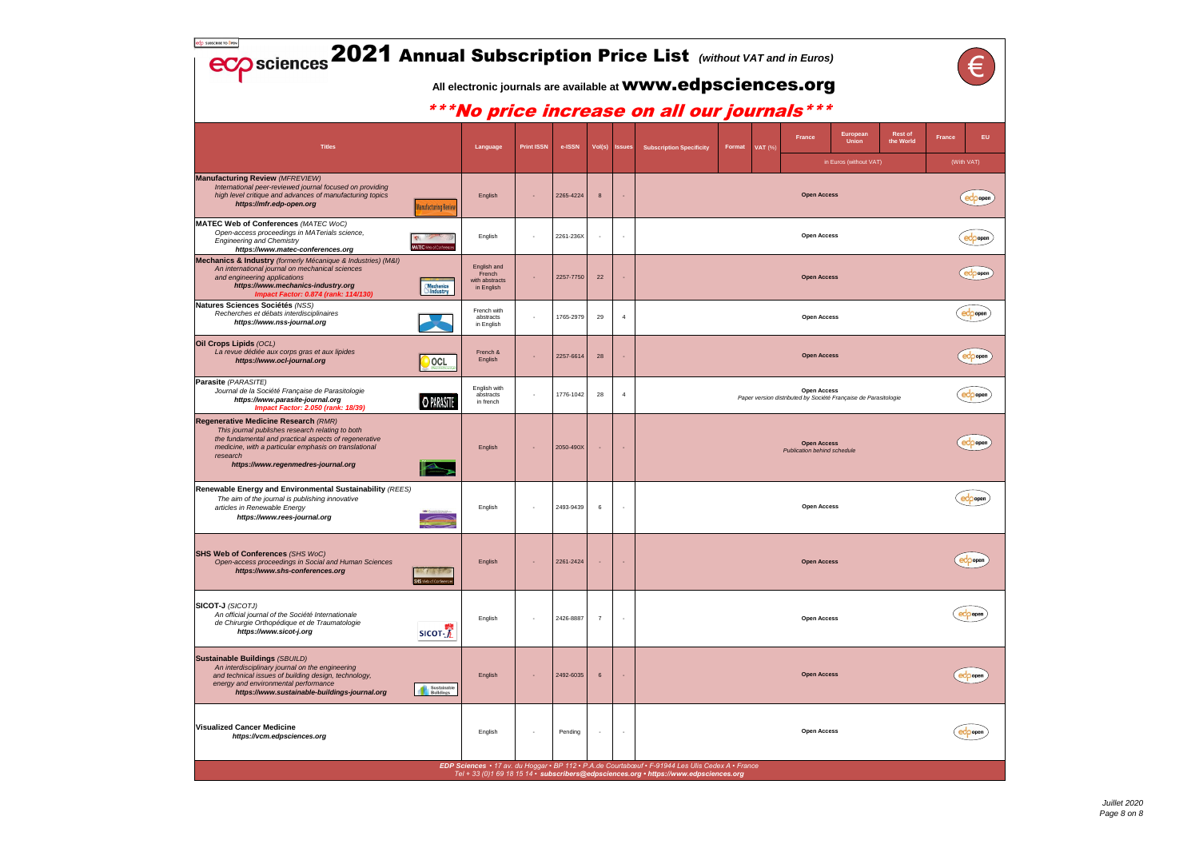# 2021 Annual Subscription Price List *(without VAT and in Euros)*

All electronic journals are available at **www.edpsciences.org**

## ***No price increase on all our journals***

| Titles | Language | Print ISSN | e-ISSN | Vol(s) | Issues | Subscription Specificity | Format | VAT (%) | France | European Union | Rest of the World | France | EU |
|---|---|---|---|---|---|---|---|---|---|---|---|---|---|
| | | | | | | | | | in Euros (without VAT) | | | (With VAT) | |
| **Manufacturing Review** *(MFREVIEW)* *International peer-reviewed journal focused on providing high level critique and advances of manufacturing topics* ***https://mfr.edp-open.org*** | English | - | 2265-4224 | 8 | - | **Open Access** | | | | | | edp open | |
| **MATEC Web of Conferences** *(MATEC WoC)* *Open-access proceedings in MATerials science, Engineering and Chemistry* ***https://www.matec-conferences.org*** | English | - | 2261-236X | - | - | **Open Access** | | | | | | edp open | |
| **Mechanics & Industry** *(formerly Mécanique & Industries) (M&I)* *An international journal on mechanical sciences and engineering applications* ***https://www.mechanics-industry.org*** ***Impact Factor: 0.874 (rank: 114/130)*** | English and French with abstracts in English | - | 2257-7750 | 22 | - | **Open Access** | | | | | | edp open | |
| **Natures Sciences Sociétés** *(NSS)* *Recherches et débats interdisciplinaires* ***https://www.nss-journal.org*** | French with abstracts in English | - | 1765-2979 | 29 | 4 | **Open Access** | | | | | | edp open | |
| **Oil Crops Lipids** *(OCL)* *La revue dédiée aux corps gras et aux lipides* ***https://www.ocl-journal.org*** | French & English | - | 2257-6614 | 28 | - | **Open Access** | | | | | | edp open | |
| **Parasite** *(PARASITE)* *Journal de la Société Française de Parasitologie* ***https://www.parasite-journal.org*** ***Impact Factor: 2.050 (rank: 18/39)*** | English with abstracts in french | - | 1776-1042 | 28 | 4 | **Open Access** *Paper version distributed by Société Française de Parasitologie* | | | | | | edp open | |
| **Regenerative Medicine Research** *(RMR)* *This journal publishes research relating to both the fundamental and practical aspects of regenerative medicine, with a particular emphasis on translational research* ***https://www.regenmedres-journal.org*** | English | - | 2050-490X | - | - | **Open Access** *Publication behind schedule* | | | | | | edp open | |
| **Renewable Energy and Environmental Sustainability** *(REES)* *The aim of the journal is publishing innovative articles in Renewable Energy* ***https://www.rees-journal.org*** | English | - | 2493-9439 | 6 | - | **Open Access** | | | | | | edp open | |
| **SHS Web of Conferences** *(SHS WoC)* *Open-access proceedings in Social and Human Sciences* ***https://www.shs-conferences.org*** | English | - | 2261-2424 | - | - | **Open Access** | | | | | | edp open | |
| **SICOT-J** *(SICOTJ)* *An official journal of the Société Internationale de Chirurgie Orthopédique et de Traumatologie* ***https://www.sicot-j.org*** | English | - | 2426-8887 | 7 | - | **Open Access** | | | | | | edp open | |
| **Sustainable Buildings** *(SBUILD)* *An interdisciplinary journal on the engineering and technical issues of building design, technology, energy and environmental performance* ***https://www.sustainable-buildings-journal.org*** | English | - | 2492-6035 | 6 | - | **Open Access** | | | | | | edp open | |
| **Visualized Cancer Medicine** ***https://vcm.edpsciences.org*** | English | - | Pending | - | - | **Open Access** | | | | | | edp open | |

***EDP Sciences** • 17 av. du Hoggar • BP 112 • P.A.de Courtabœuf • F-91944 Les Ulis Cedex A • France*
*Tel + 33 (0)1 69 18 15 14 • **subscribers@edpsciences.org • https://www.edpsciences.org***

*Juillet 2020*